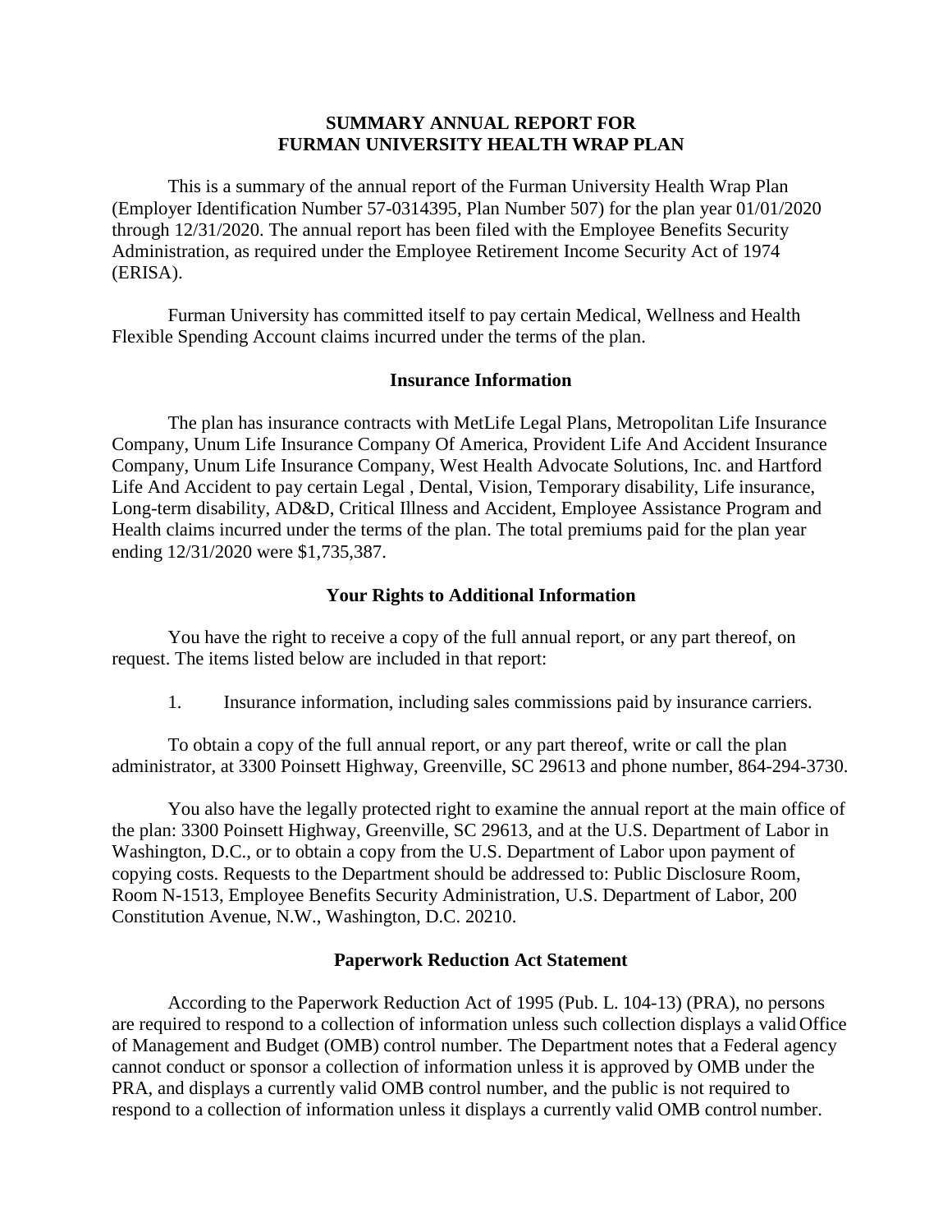# SUMMARY ANNUAL REPORT FOR FURMAN UNIVERSITY HEALTH WRAP PLAN

This is a summary of the annual report of the Furman University Health Wrap Plan (Employer Identification Number 57-0314395, Plan Number 507) for the plan year 01/01/2020 through 12/31/2020. The annual report has been filed with the Employee Benefits Security Administration, as required under the Employee Retirement Income Security Act of 1974 (ERISA).

Furman University has committed itself to pay certain Medical, Wellness and Health Flexible Spending Account claims incurred under the terms of the plan.

## Insurance Information

The plan has insurance contracts with MetLife Legal Plans, Metropolitan Life Insurance Company, Unum Life Insurance Company Of America, Provident Life And Accident Insurance Company, Unum Life Insurance Company, West Health Advocate Solutions, Inc. and Hartford Life And Accident to pay certain Legal , Dental, Vision, Temporary disability, Life insurance, Long-term disability, AD&D, Critical Illness and Accident, Employee Assistance Program and Health claims incurred under the terms of the plan. The total premiums paid for the plan year ending 12/31/2020 were $1,735,387.

## Your Rights to Additional Information

You have the right to receive a copy of the full annual report, or any part thereof, on request. The items listed below are included in that report:

1. Insurance information, including sales commissions paid by insurance carriers.

To obtain a copy of the full annual report, or any part thereof, write or call the plan administrator, at 3300 Poinsett Highway, Greenville, SC 29613 and phone number, 864-294-3730.

You also have the legally protected right to examine the annual report at the main office of the plan: 3300 Poinsett Highway, Greenville, SC 29613, and at the U.S. Department of Labor in Washington, D.C., or to obtain a copy from the U.S. Department of Labor upon payment of copying costs. Requests to the Department should be addressed to: Public Disclosure Room, Room N-1513, Employee Benefits Security Administration, U.S. Department of Labor, 200 Constitution Avenue, N.W., Washington, D.C. 20210.

## Paperwork Reduction Act Statement

According to the Paperwork Reduction Act of 1995 (Pub. L. 104-13) (PRA), no persons are required to respond to a collection of information unless such collection displays a valid Office of Management and Budget (OMB) control number. The Department notes that a Federal agency cannot conduct or sponsor a collection of information unless it is approved by OMB under the PRA, and displays a currently valid OMB control number, and the public is not required to respond to a collection of information unless it displays a currently valid OMB control number.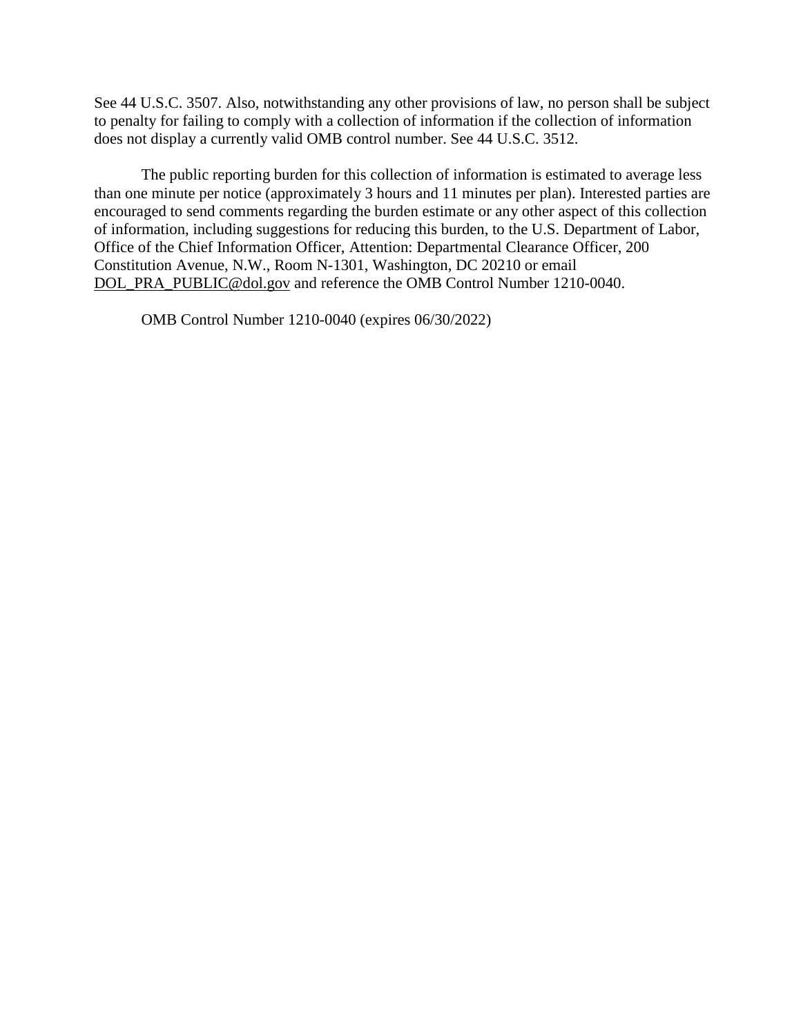See 44 U.S.C. 3507. Also, notwithstanding any other provisions of law, no person shall be subject to penalty for failing to comply with a collection of information if the collection of information does not display a currently valid OMB control number. See 44 U.S.C. 3512.

The public reporting burden for this collection of information is estimated to average less than one minute per notice (approximately 3 hours and 11 minutes per plan). Interested parties are encouraged to send comments regarding the burden estimate or any other aspect of this collection of information, including suggestions for reducing this burden, to the U.S. Department of Labor, Office of the Chief Information Officer, Attention: Departmental Clearance Officer, 200 Constitution Avenue, N.W., Room N-1301, Washington, DC 20210 or email DOL_PRA_PUBLIC@dol.gov and reference the OMB Control Number 1210-0040.

OMB Control Number 1210-0040 (expires 06/30/2022)